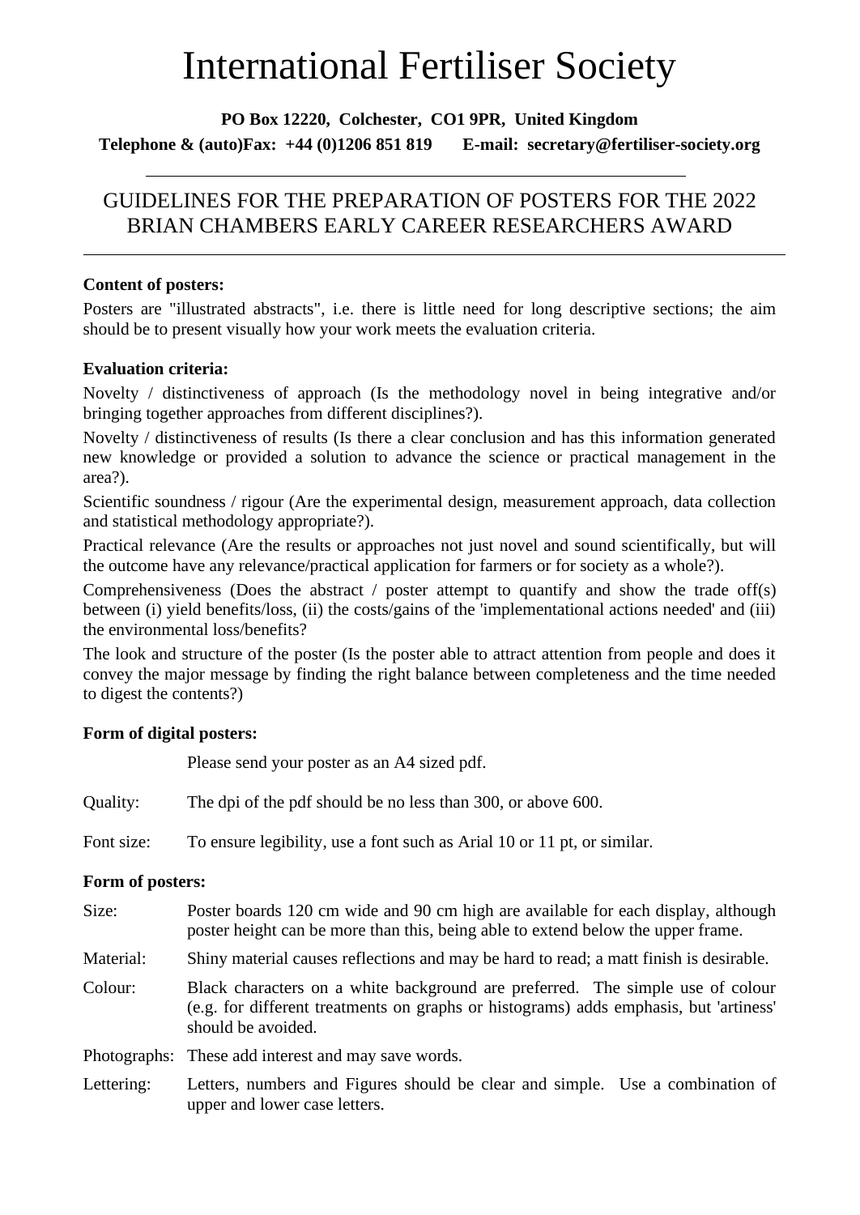# International Fertiliser Society

**PO Box 12220, Colchester, CO1 9PR, United Kingdom**

**Telephone & (auto)Fax: +44 (0)1206 851 819 E-mail: secretary@fertiliser-society.org**

---

## GUIDELINES FOR THE PREPARATION OF POSTERS FOR THE 2022 BRIAN CHAMBERS EARLY CAREER RESEARCHERS AWARD

---

**Content of posters:**

Posters are "illustrated abstracts", i.e. there is little need for long descriptive sections; the aim should be to present visually how your work meets the evaluation criteria.

**Evaluation criteria:**

Novelty / distinctiveness of approach (Is the methodology novel in being integrative and/or bringing together approaches from different disciplines?).

Novelty / distinctiveness of results (Is there a clear conclusion and has this information generated new knowledge or provided a solution to advance the science or practical management in the area?).

Scientific soundness / rigour (Are the experimental design, measurement approach, data collection and statistical methodology appropriate?).

Practical relevance (Are the results or approaches not just novel and sound scientifically, but will the outcome have any relevance/practical application for farmers or for society as a whole?).

Comprehensiveness (Does the abstract / poster attempt to quantify and show the trade off(s) between (i) yield benefits/loss, (ii) the costs/gains of the 'implementational actions needed' and (iii) the environmental loss/benefits?

The look and structure of the poster (Is the poster able to attract attention from people and does it convey the major message by finding the right balance between completeness and the time needed to digest the contents?)

**Form of digital posters:**

Please send your poster as an A4 sized pdf.

Quality: The dpi of the pdf should be no less than 300, or above 600.

Font size: To ensure legibility, use a font such as Arial 10 or 11 pt, or similar.

**Form of posters:**

Size: Poster boards 120 cm wide and 90 cm high are available for each display, although poster height can be more than this, being able to extend below the upper frame.

Material: Shiny material causes reflections and may be hard to read; a matt finish is desirable.

Colour: Black characters on a white background are preferred. The simple use of colour (e.g. for different treatments on graphs or histograms) adds emphasis, but 'artiness' should be avoided.

Photographs: These add interest and may save words.

Lettering: Letters, numbers and Figures should be clear and simple. Use a combination of upper and lower case letters.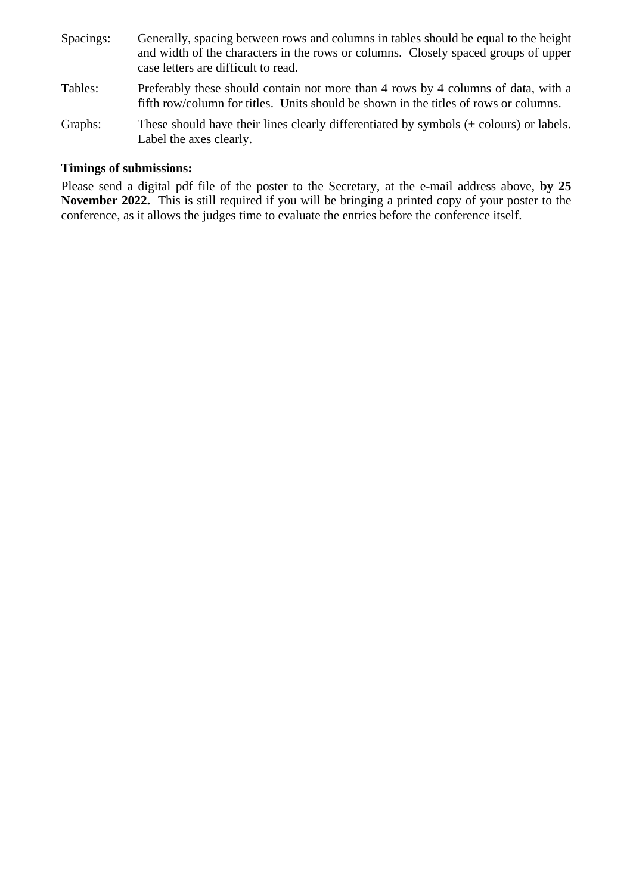Spacings: Generally, spacing between rows and columns in tables should be equal to the height and width of the characters in the rows or columns. Closely spaced groups of upper case letters are difficult to read.

Tables: Preferably these should contain not more than 4 rows by 4 columns of data, with a fifth row/column for titles. Units should be shown in the titles of rows or columns.

Graphs: These should have their lines clearly differentiated by symbols (± colours) or labels. Label the axes clearly.

**Timings of submissions:**

Please send a digital pdf file of the poster to the Secretary, at the e-mail address above, **by 25 November 2022.** This is still required if you will be bringing a printed copy of your poster to the conference, as it allows the judges time to evaluate the entries before the conference itself.